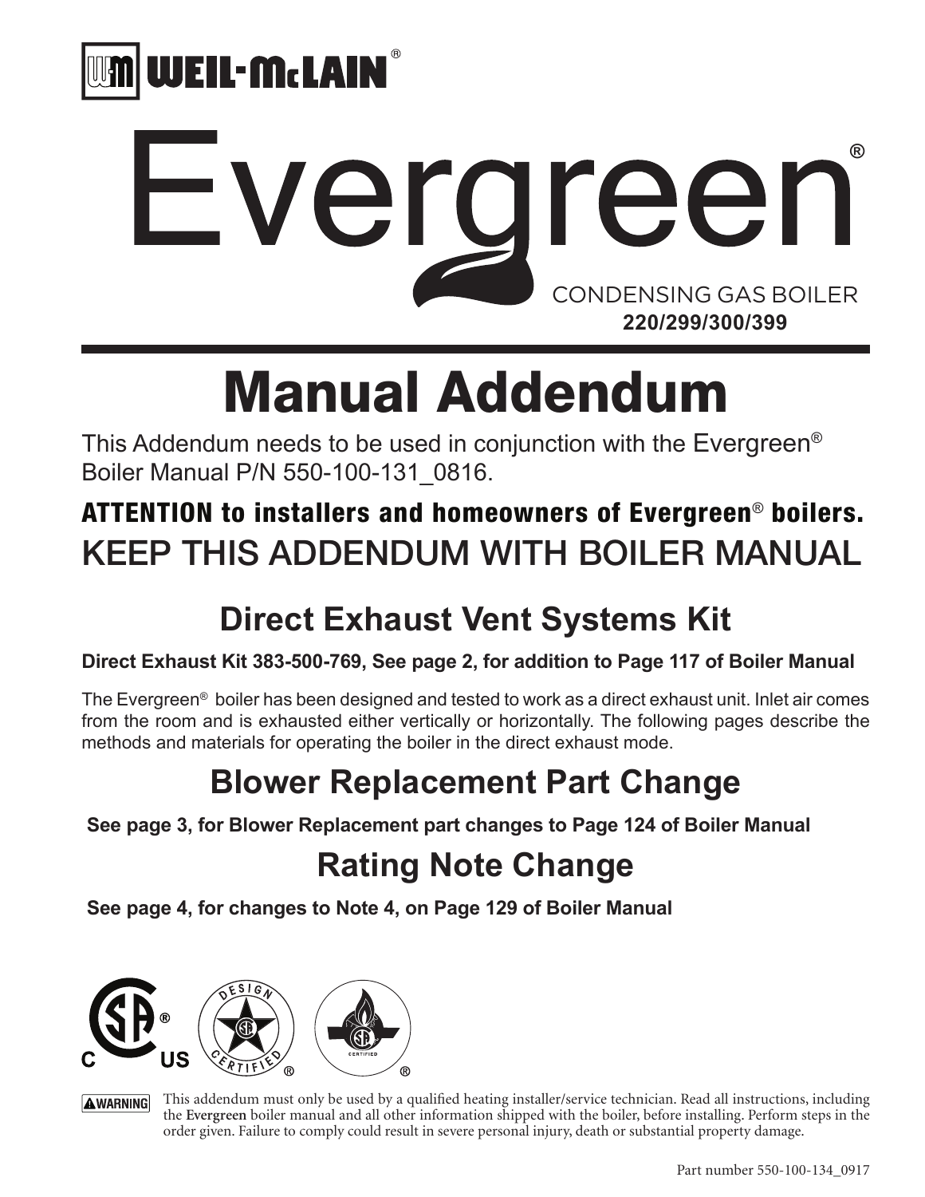WEIL-McLAIN®

# Evergreen®

CONDENSING GAS BOILER
**220/299/300/399**

# Manual Addendum

This Addendum needs to be used in conjunction with the Evergreen® Boiler Manual P/N 550-100-131_0816.

**ATTENTION to installers and homeowners of Evergreen® boilers.**

KEEP THIS ADDENDUM WITH BOILER MANUAL

## Direct Exhaust Vent Systems Kit

**Direct Exhaust Kit 383-500-769, See page 2, for addition to Page 117 of Boiler Manual**

The Evergreen® boiler has been designed and tested to work as a direct exhaust unit. Inlet air comes from the room and is exhausted either vertically or horizontally. The following pages describe the methods and materials for operating the boiler in the direct exhaust mode.

## Blower Replacement Part Change

**See page 3, for Blower Replacement part changes to Page 124 of Boiler Manual**

## Rating Note Change

**See page 4, for changes to Note 4, on Page 129 of Boiler Manual**

**WARNING** This addendum must only be used by a qualified heating installer/service technician. Read all instructions, including the **Evergreen** boiler manual and all other information shipped with the boiler, before installing. Perform steps in the order given. Failure to comply could result in severe personal injury, death or substantial property damage.

Part number 550-100-134_0917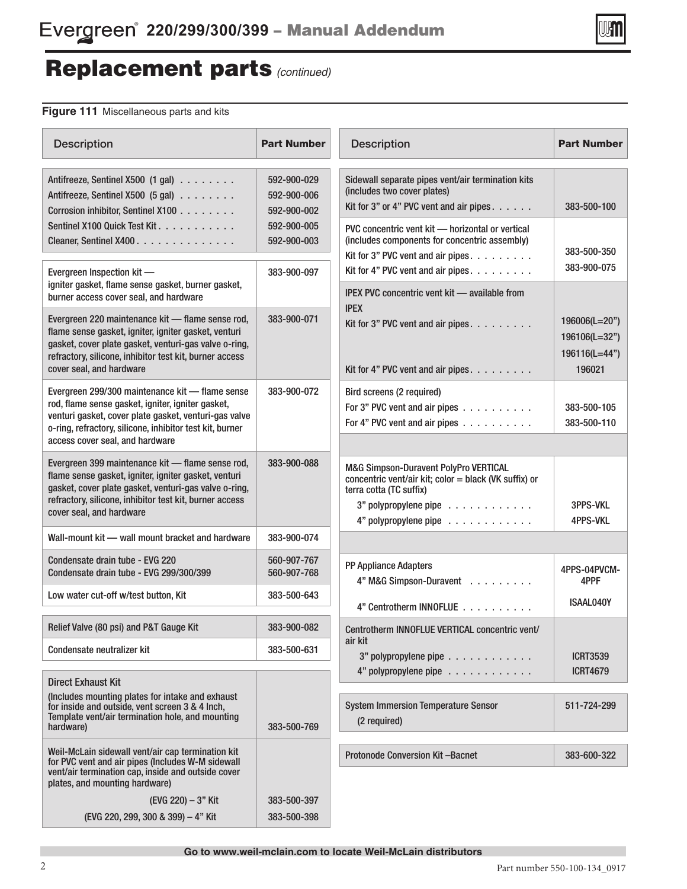# Replacement parts *(continued)*

**Figure 111** Miscellaneous parts and kits

| Description | Part Number |
|---|---|
| Antifreeze, Sentinel X500 (1 gal) | 592-900-029 |
| Antifreeze, Sentinel X500 (5 gal) | 592-900-006 |
| Corrosion inhibitor, Sentinel X100 | 592-900-002 |
| Sentinel X100 Quick Test Kit | 592-900-005 |
| Cleaner, Sentinel X400 | 592-900-003 |
| Evergreen Inspection kit — igniter gasket, flame sense gasket, burner gasket, burner access cover seal, and hardware | 383-900-097 |
| Evergreen 220 maintenance kit — flame sense rod, flame sense gasket, igniter, igniter gasket, venturi gasket, cover plate gasket, venturi-gas valve o-ring, refractory, silicone, inhibitor test kit, burner access cover seal, and hardware | 383-900-071 |
| Evergreen 299/300 maintenance kit — flame sense rod, flame sense gasket, igniter, igniter gasket, venturi gasket, cover plate gasket, venturi-gas valve o-ring, refractory, silicone, inhibitor test kit, burner access cover seal, and hardware | 383-900-072 |
| Evergreen 399 maintenance kit — flame sense rod, flame sense gasket, igniter, igniter gasket, venturi gasket, cover plate gasket, venturi-gas valve o-ring, refractory, silicone, inhibitor test kit, burner access cover seal, and hardware | 383-900-088 |
| Wall-mount kit — wall mount bracket and hardware | 383-900-074 |
| Condensate drain tube - EVG 220 | 560-907-767 |
| Condensate drain tube - EVG 299/300/399 | 560-907-768 |
| Low water cut-off w/test button, Kit | 383-500-643 |
| Relief Valve (80 psi) and P&T Gauge Kit | 383-900-082 |
| Condensate neutralizer kit | 383-500-631 |
| Direct Exhaust Kit (Includes mounting plates for intake and exhaust for inside and outside, vent screen 3 & 4 Inch, Template vent/air termination hole, and mounting hardware) | 383-500-769 |
| Weil-McLain sidewall vent/air cap termination kit for PVC vent and air pipes (Includes W-M sidewall vent/air termination cap, inside and outside cover plates, and mounting hardware) | |
| (EVG 220) – 3" Kit | 383-500-397 |
| (EVG 220, 299, 300 & 399) – 4" Kit | 383-500-398 |

| Description | Part Number |
|---|---|
| Sidewall separate pipes vent/air termination kits (includes two cover plates) | |
| Kit for 3" or 4" PVC vent and air pipes | 383-500-100 |
| PVC concentric vent kit — horizontal or vertical (includes components for concentric assembly) | |
| Kit for 3" PVC vent and air pipes | 383-500-350 |
| Kit for 4" PVC vent and air pipes | 383-900-075 |
| IPEX PVC concentric vent kit — available from IPEX | |
| Kit for 3" PVC vent and air pipes | 196006(L=20")<br>196106(L=32")<br>196116(L=44") |
| Kit for 4" PVC vent and air pipes | 196021 |
| Bird screens (2 required) | |
| For 3" PVC vent and air pipes | 383-500-105 |
| For 4" PVC vent and air pipes | 383-500-110 |
| M&G Simpson-Duravent PolyPro VERTICAL concentric vent/air kit; color = black (VK suffix) or terra cotta (TC suffix) | |
| 3" polypropylene pipe | 3PPS-VKL |
| 4" polypropylene pipe | 4PPS-VKL |
| PP Appliance Adapters | |
| 4" M&G Simpson-Duravent | 4PPS-04PVCM-4PPF |
| 4" Centrotherm INNOFLUE | ISAAL040Y |
| Centrotherm INNOFLUE VERTICAL concentric vent/air kit | |
| 3" polypropylene pipe | ICRT3539 |
| 4" polypropylene pipe | ICRT4679 |
| System Immersion Temperature Sensor (2 required) | 511-724-299 |
| Protonode Conversion Kit –Bacnet | 383-600-322 |

**Go to www.weil-mclain.com to locate Weil-McLain distributors**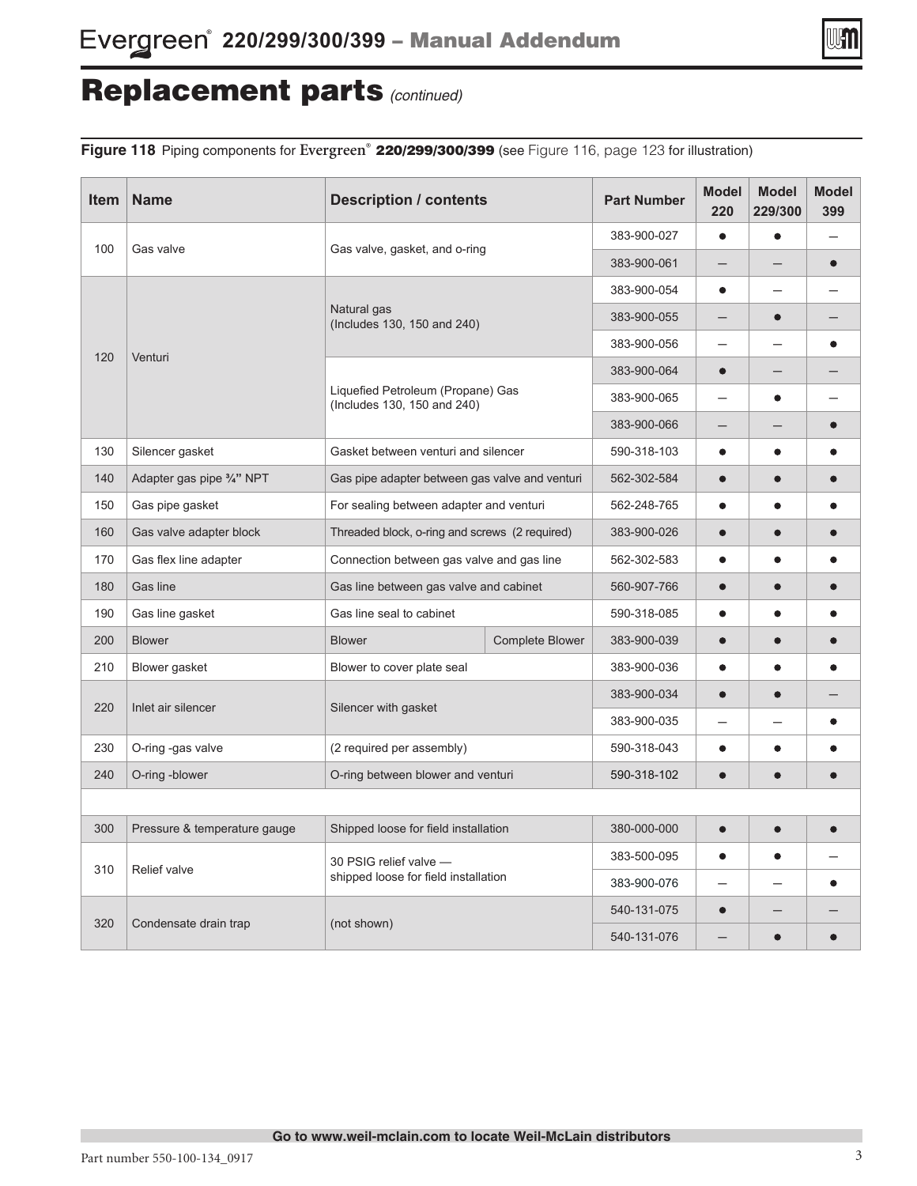# Replacement parts *(continued)*

**Figure 118** Piping components for Evergreen® **220/299/300/399** (see Figure 116, page 123 for illustration)

| Item | Name | Description / contents | | Part Number | Model 220 | Model 229/300 | Model 399 |
|---|---|---|---|---|---|---|---|
| 100 | Gas valve | Gas valve, gasket, and o-ring | | 383-900-027 | ● | ● | — |
| | | | | 383-900-061 | — | — | ● |
| 120 | Venturi | Natural gas (Includes 130, 150 and 240) | | 383-900-054 | ● | — | — |
| | | | | 383-900-055 | — | ● | — |
| | | | | 383-900-056 | — | — | ● |
| | | Liquefied Petroleum (Propane) Gas (Includes 130, 150 and 240) | | 383-900-064 | ● | — | — |
| | | | | 383-900-065 | — | ● | — |
| | | | | 383-900-066 | — | — | ● |
| 130 | Silencer gasket | Gasket between venturi and silencer | | 590-318-103 | ● | ● | ● |
| 140 | Adapter gas pipe ¾" NPT | Gas pipe adapter between gas valve and venturi | | 562-302-584 | ● | ● | ● |
| 150 | Gas pipe gasket | For sealing between adapter and venturi | | 562-248-765 | ● | ● | ● |
| 160 | Gas valve adapter block | Threaded block, o-ring and screws (2 required) | | 383-900-026 | ● | ● | ● |
| 170 | Gas flex line adapter | Connection between gas valve and gas line | | 562-302-583 | ● | ● | ● |
| 180 | Gas line | Gas line between gas valve and cabinet | | 560-907-766 | ● | ● | ● |
| 190 | Gas line gasket | Gas line seal to cabinet | | 590-318-085 | ● | ● | ● |
| 200 | Blower | Blower | Complete Blower | 383-900-039 | ● | ● | ● |
| 210 | Blower gasket | Blower to cover plate seal | | 383-900-036 | ● | ● | ● |
| 220 | Inlet air silencer | Silencer with gasket | | 383-900-034 | ● | ● | — |
| | | | | 383-900-035 | — | — | ● |
| 230 | O-ring -gas valve | (2 required per assembly) | | 590-318-043 | ● | ● | ● |
| 240 | O-ring -blower | O-ring between blower and venturi | | 590-318-102 | ● | ● | ● |
| | | | | | | | |
| 300 | Pressure & temperature gauge | Shipped loose for field installation | | 380-000-000 | ● | ● | ● |
| 310 | Relief valve | 30 PSIG relief valve — shipped loose for field installation | | 383-500-095 | ● | ● | — |
| | | | | 383-900-076 | — | — | ● |
| 320 | Condensate drain trap | (not shown) | | 540-131-075 | ● | — | — |
| | | | | 540-131-076 | — | ● | ● |

**Go to www.weil-mclain.com to locate Weil-McLain distributors**

Part number 550-100-134_0917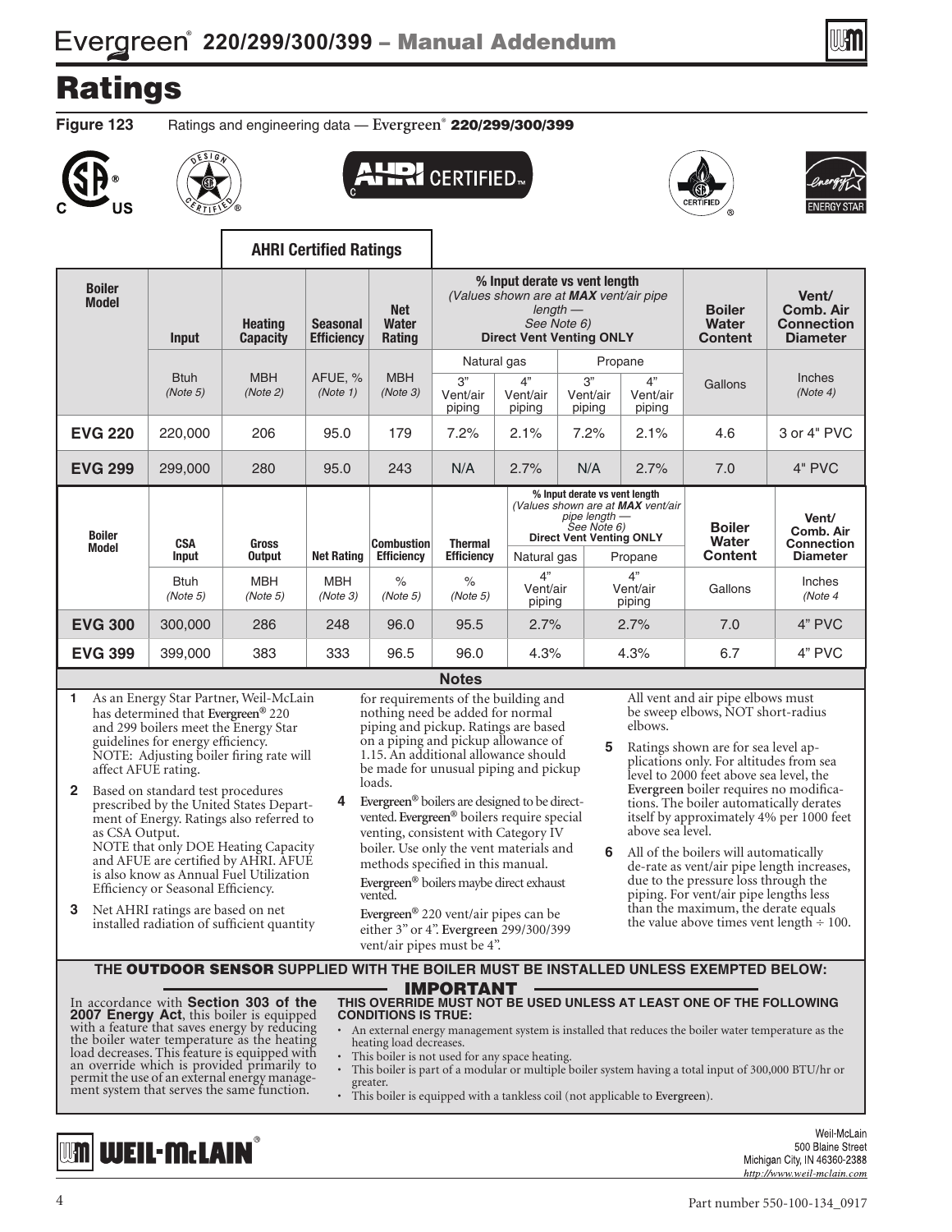# Evergreen® 220/299/300/399 – Manual Addendum

# Ratings

**Figure 123** Ratings and engineering data — Evergreen® **220/299/300/399**

| Boiler Model | Input | Heating Capacity | Seasonal Efficiency | Net Water Rating | % Input derate vs vent length (Values shown are at **MAX** vent/air pipe length — See Note 6) Direct Vent Venting ONLY | | | | Boiler Water Content | Vent/ Comb. Air Connection Diameter |
|---|---|---|---|---|---|---|---|---|---|---|
| | | AHRI Certified Ratings | | | Natural gas | | Propane | | | |
| | Btuh (Note 5) | MBH (Note 2) | AFUE, % (Note 1) | MBH (Note 3) | 3" Vent/air piping | 4" Vent/air piping | 3" Vent/air piping | 4" Vent/air piping | Gallons | Inches (Note 4) |
| **EVG 220** | 220,000 | 206 | 95.0 | 179 | 7.2% | 2.1% | 7.2% | 2.1% | 4.6 | 3 or 4" PVC |
| **EVG 299** | 299,000 | 280 | 95.0 | 243 | N/A | 2.7% | N/A | 2.7% | 7.0 | 4" PVC |

| Boiler Model | CSA Input | Gross Output | Net Rating | Combustion Efficiency | Thermal Efficiency | % Input derate vs vent length (Values shown are at **MAX** vent/air pipe length — See Note 6) Direct Vent Venting ONLY | | Boiler Water Content | Vent/ Comb. Air Connection Diameter |
|---|---|---|---|---|---|---|---|---|---|
| | | | | | | Natural gas | Propane | | |
| | Btuh (Note 5) | MBH (Note 5) | MBH (Note 3) | % (Note 5) | % (Note 5) | 4" Vent/air piping | 4" Vent/air piping | Gallons | Inches (Note 4 |
| **EVG 300** | 300,000 | 286 | 248 | 96.0 | 95.5 | 2.7% | 2.7% | 7.0 | 4" PVC |
| **EVG 399** | 399,000 | 383 | 333 | 96.5 | 96.0 | 4.3% | 4.3% | 6.7 | 4" PVC |

## Notes

1. As an Energy Star Partner, Weil-McLain has determined that **Evergreen®** 220 and 299 boilers meet the Energy Star guidelines for energy efficiency.
   NOTE: Adjusting boiler firing rate will affect AFUE rating.
2. Based on standard test procedures prescribed by the United States Department of Energy. Ratings also referred to as CSA Output.
   NOTE that only DOE Heating Capacity and AFUE are certified by AHRI. AFUE is also know as Annual Fuel Utilization Efficiency or Seasonal Efficiency.
3. Net AHRI ratings are based on net installed radiation of sufficient quantity for requirements of the building and nothing need be added for normal piping and pickup. Ratings are based on a piping and pickup allowance of 1.15. An additional allowance should be made for unusual piping and pickup loads.
4. **Evergreen®** boilers are designed to be direct-vented. **Evergreen®** boilers require special venting, consistent with Category IV boiler. Use only the vent materials and methods specified in this manual.
   **Evergreen®** boilers maybe direct exhaust vented.
   **Evergreen®** 220 vent/air pipes can be either 3" or 4". **Evergreen** 299/300/399 vent/air pipes must be 4".
   All vent and air pipe elbows must be sweep elbows, NOT short-radius elbows.
5. Ratings shown are for sea level applications only. For altitudes from sea level to 2000 feet above sea level, the **Evergreen** boiler requires no modifications. The boiler automatically derates itself by approximately 4% per 1000 feet above sea level.
6. All of the boilers will automatically de-rate as vent/air pipe length increases, due to the pressure loss through the piping. For vent/air pipe lengths less than the maximum, the derate equals the value above times vent length ÷ 100.

**THE OUTDOOR SENSOR SUPPLIED WITH THE BOILER MUST BE INSTALLED UNLESS EXEMPTED BELOW:**

In accordance with **Section 303 of the 2007 Energy Act**, this boiler is equipped with a feature that saves energy by reducing the boiler water temperature as the heating load decreases. This feature is equipped with an override which is provided primarily to permit the use of an external energy management system that serves the same function.

**IMPORTANT**

**THIS OVERRIDE MUST NOT BE USED UNLESS AT LEAST ONE OF THE FOLLOWING CONDITIONS IS TRUE:**

- An external energy management system is installed that reduces the boiler water temperature as the heating load decreases.
- This boiler is not used for any space heating.
- This boiler is part of a modular or multiple boiler system having a total input of 300,000 BTU/hr or greater.
- This boiler is equipped with a tankless coil (not applicable to **Evergreen**).

Weil-McLain
500 Blaine Street
Michigan City, IN 46360-2388
http://www.weil-mclain.com

Part number 550-100-134_0917